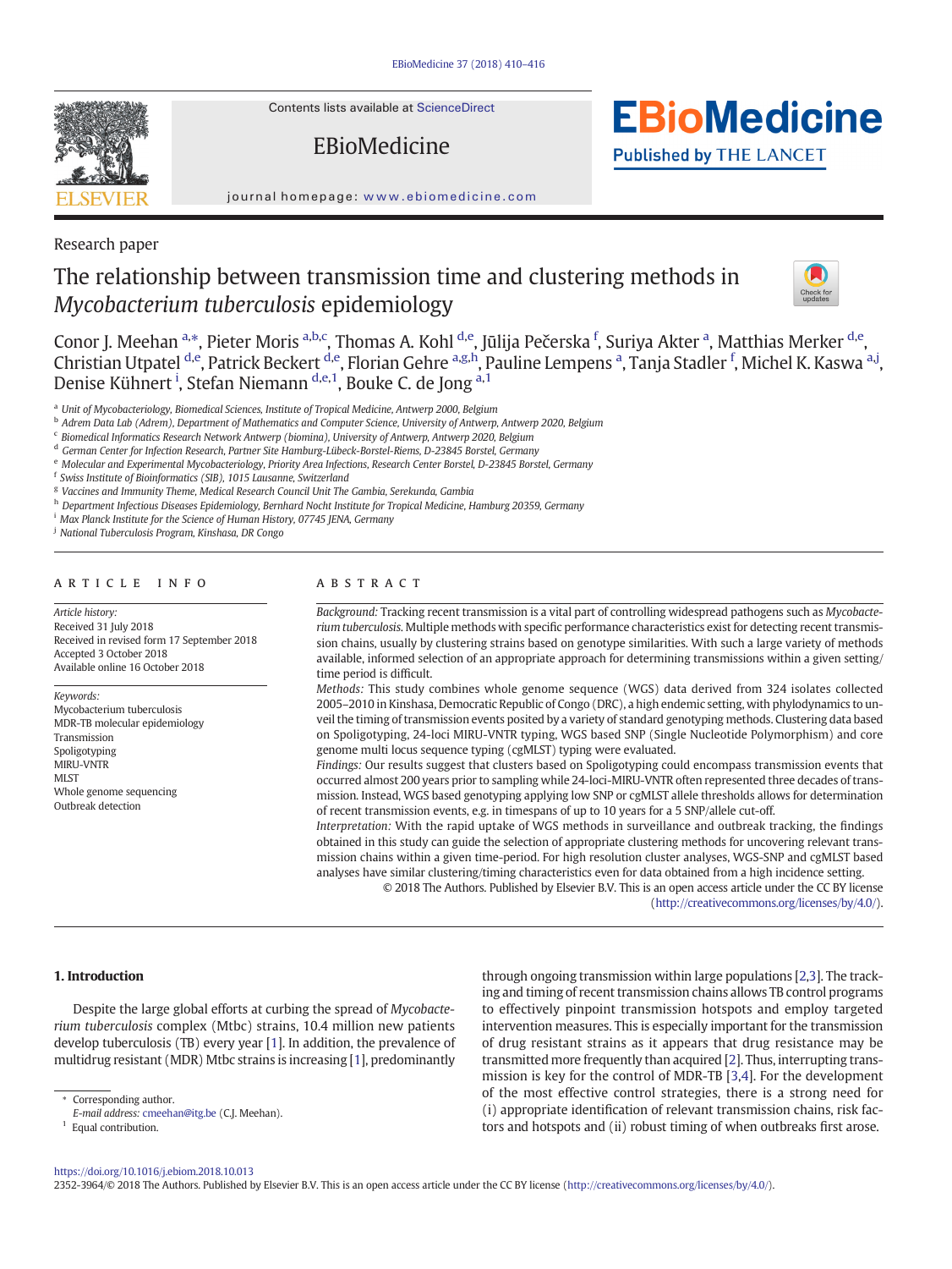Research paper

# The relationship between transmission time and clustering methods in *Mycobacterium tuberculosis* epidemiology

Conor J. Meehan [a,*], Pieter Moris [a,b,c], Thomas A. Kohl [d,e], Jūlija Pečerska [f], Suriya Akter [a], Matthias Merker [d,e], Christian Utpatel [d,e], Patrick Beckert [d,e], Florian Gehre [a,g,h], Pauline Lempens [a], Tanja Stadler [f], Michel K. Kaswa [a,j], Denise Kühnert [i], Stefan Niemann [d,e,1], Bouke C. de Jong [a,1]

[a] Unit of Mycobacteriology, Biomedical Sciences, Institute of Tropical Medicine, Antwerp 2000, Belgium
[b] Adrem Data Lab (Adrem), Department of Mathematics and Computer Science, University of Antwerp, Antwerp 2020, Belgium
[c] Biomedical Informatics Research Network Antwerp (biomina), University of Antwerp, Antwerp 2020, Belgium
[d] German Center for Infection Research, Partner Site Hamburg-Lübeck-Borstel-Riems, D-23845 Borstel, Germany
[e] Molecular and Experimental Mycobacteriology, Priority Area Infections, Research Center Borstel, D-23845 Borstel, Germany
[f] Swiss Institute of Bioinformatics (SIB), 1015 Lausanne, Switzerland
[g] Vaccines and Immunity Theme, Medical Research Council Unit The Gambia, Serekunda, Gambia
[h] Department Infectious Diseases Epidemiology, Bernhard Nocht Institute for Tropical Medicine, Hamburg 20359, Germany
[i] Max Planck Institute for the Science of Human History, 07745 JENA, Germany
[j] National Tuberculosis Program, Kinshasa, DR Congo

## ARTICLE INFO

*Article history:*
Received 31 July 2018
Received in revised form 17 September 2018
Accepted 3 October 2018
Available online 16 October 2018

*Keywords:*
Mycobacterium tuberculosis
MDR-TB molecular epidemiology
Transmission
Spoligotyping
MIRU-VNTR
MLST
Whole genome sequencing
Outbreak detection

## ABSTRACT

*Background:* Tracking recent transmission is a vital part of controlling widespread pathogens such as *Mycobacterium tuberculosis*. Multiple methods with specific performance characteristics exist for detecting recent transmission chains, usually by clustering strains based on genotype similarities. With such a large variety of methods available, informed selection of an appropriate approach for determining transmissions within a given setting/time period is difficult.

*Methods:* This study combines whole genome sequence (WGS) data derived from 324 isolates collected 2005–2010 in Kinshasa, Democratic Republic of Congo (DRC), a high endemic setting, with phylodynamics to unveil the timing of transmission events posited by a variety of standard genotyping methods. Clustering data based on Spoligotyping, 24-loci MIRU-VNTR typing, WGS based SNP (Single Nucleotide Polymorphism) and core genome multi locus sequence typing (cgMLST) typing were evaluated.

*Findings:* Our results suggest that clusters based on Spoligotyping could encompass transmission events that occurred almost 200 years prior to sampling while 24-loci-MIRU-VNTR often represented three decades of transmission. Instead, WGS based genotyping applying low SNP or cgMLST allele thresholds allows for determination of recent transmission events, e.g. in timespans of up to 10 years for a 5 SNP/allele cut-off.

*Interpretation:* With the rapid uptake of WGS methods in surveillance and outbreak tracking, the findings obtained in this study can guide the selection of appropriate clustering methods for uncovering relevant transmission chains within a given time-period. For high resolution cluster analyses, WGS-SNP and cgMLST based analyses have similar clustering/timing characteristics even for data obtained from a high incidence setting.

© 2018 The Authors. Published by Elsevier B.V. This is an open access article under the CC BY license (http://creativecommons.org/licenses/by/4.0/).

## 1. Introduction

Despite the large global efforts at curbing the spread of *Mycobacterium tuberculosis* complex (Mtbc) strains, 10.4 million new patients develop tuberculosis (TB) every year [1]. In addition, the prevalence of multidrug resistant (MDR) Mtbc strains is increasing [1], predominantly through ongoing transmission within large populations [2,3]. The tracking and timing of recent transmission chains allows TB control programs to effectively pinpoint transmission hotspots and employ targeted intervention measures. This is especially important for the transmission of drug resistant strains as it appears that drug resistance may be transmitted more frequently than acquired [2]. Thus, interrupting transmission is key for the control of MDR-TB [3,4]. For the development of the most effective control strategies, there is a strong need for (i) appropriate identification of relevant transmission chains, risk factors and hotspots and (ii) robust timing of when outbreaks first arose.

* Corresponding author.
*E-mail address:* cmeehan@itg.be (C.J. Meehan).
[1] Equal contribution.

https://doi.org/10.1016/j.ebiom.2018.10.013
2352-3964/© 2018 The Authors. Published by Elsevier B.V. This is an open access article under the CC BY license (http://creativecommons.org/licenses/by/4.0/).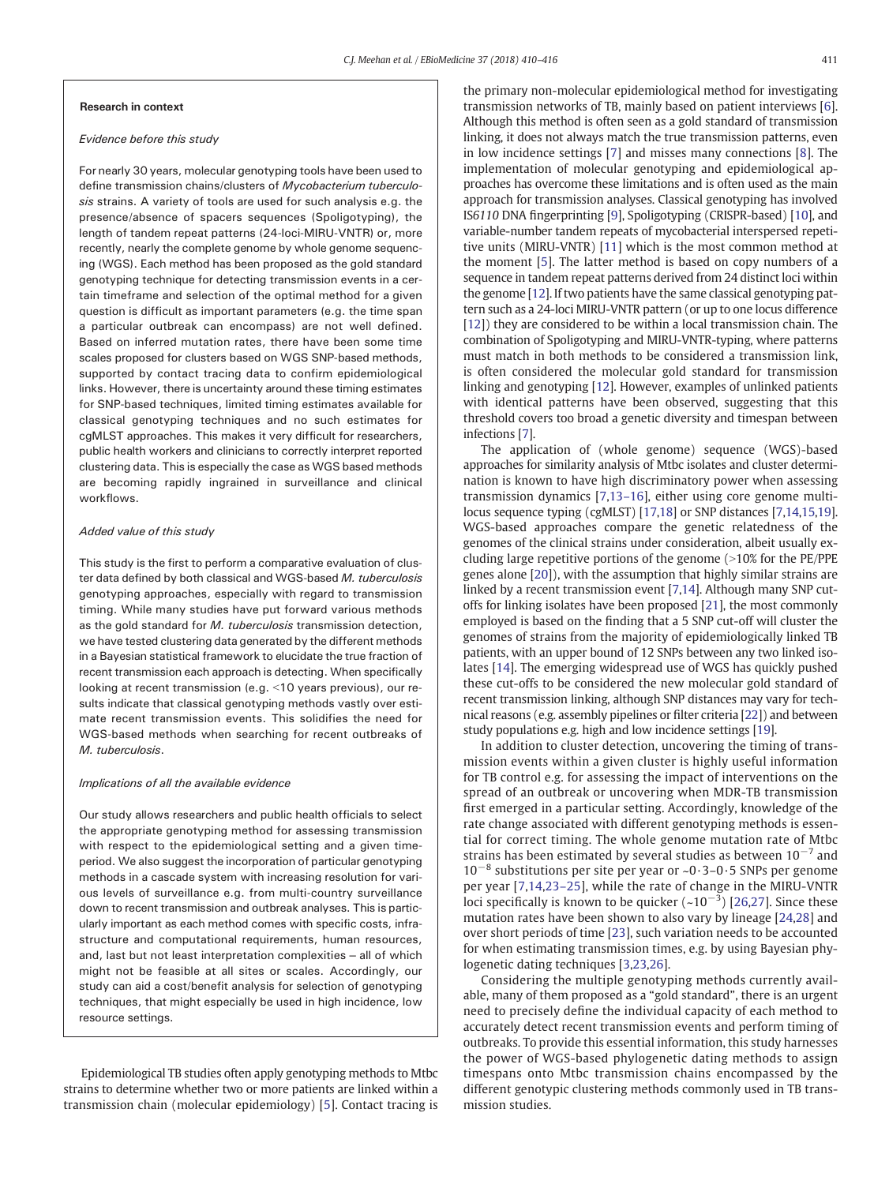### Research in context

*Evidence before this study*

For nearly 30 years, molecular genotyping tools have been used to define transmission chains/clusters of *Mycobacterium tuberculosis* strains. A variety of tools are used for such analysis e.g. the presence/absence of spacers sequences (Spoligotyping), the length of tandem repeat patterns (24-loci-MIRU-VNTR) or, more recently, nearly the complete genome by whole genome sequencing (WGS). Each method has been proposed as the gold standard genotyping technique for detecting transmission events in a certain timeframe and selection of the optimal method for a given question is difficult as important parameters (e.g. the time span a particular outbreak can encompass) are not well defined. Based on inferred mutation rates, there have been some time scales proposed for clusters based on WGS SNP-based methods, supported by contact tracing data to confirm epidemiological links. However, there is uncertainty around these timing estimates for SNP-based techniques, limited timing estimates available for classical genotyping techniques and no such estimates for cgMLST approaches. This makes it very difficult for researchers, public health workers and clinicians to correctly interpret reported clustering data. This is especially the case as WGS based methods are becoming rapidly ingrained in surveillance and clinical workflows.

*Added value of this study*

This study is the first to perform a comparative evaluation of cluster data defined by both classical and WGS-based *M. tuberculosis* genotyping approaches, especially with regard to transmission timing. While many studies have put forward various methods as the gold standard for *M. tuberculosis* transmission detection, we have tested clustering data generated by the different methods in a Bayesian statistical framework to elucidate the true fraction of recent transmission each approach is detecting. When specifically looking at recent transmission (e.g. <10 years previous), our results indicate that classical genotyping methods vastly over estimate recent transmission events. This solidifies the need for WGS-based methods when searching for recent outbreaks of *M. tuberculosis*.

*Implications of all the available evidence*

Our study allows researchers and public health officials to select the appropriate genotyping method for assessing transmission with respect to the epidemiological setting and a given timeperiod. We also suggest the incorporation of particular genotyping methods in a cascade system with increasing resolution for various levels of surveillance e.g. from multi-country surveillance down to recent transmission and outbreak analyses. This is particularly important as each method comes with specific costs, infrastructure and computational requirements, human resources, and, last but not least interpretation complexities – all of which might not be feasible at all sites or scales. Accordingly, our study can aid a cost/benefit analysis for selection of genotyping techniques, that might especially be used in high incidence, low resource settings.

Epidemiological TB studies often apply genotyping methods to Mtbc strains to determine whether two or more patients are linked within a transmission chain (molecular epidemiology) [5]. Contact tracing is the primary non-molecular epidemiological method for investigating transmission networks of TB, mainly based on patient interviews [6]. Although this method is often seen as a gold standard of transmission linking, it does not always match the true transmission patterns, even in low incidence settings [7] and misses many connections [8]. The implementation of molecular genotyping and epidemiological approaches has overcome these limitations and is often used as the main approach for transmission analyses. Classical genotyping has involved IS*6110* DNA fingerprinting [9], Spoligotyping (CRISPR-based) [10], and variable-number tandem repeats of mycobacterial interspersed repetitive units (MIRU-VNTR) [11] which is the most common method at the moment [5]. The latter method is based on copy numbers of a sequence in tandem repeat patterns derived from 24 distinct loci within the genome [12]. If two patients have the same classical genotyping pattern such as a 24-loci MIRU-VNTR pattern (or up to one locus difference [12]) they are considered to be within a local transmission chain. The combination of Spoligotyping and MIRU-VNTR-typing, where patterns must match in both methods to be considered a transmission link, is often considered the molecular gold standard for transmission linking and genotyping [12]. However, examples of unlinked patients with identical patterns have been observed, suggesting that this threshold covers too broad a genetic diversity and timespan between infections [7].

The application of (whole genome) sequence (WGS)-based approaches for similarity analysis of Mtbc isolates and cluster determination is known to have high discriminatory power when assessing transmission dynamics [7,13–16], either using core genome multi-locus sequence typing (cgMLST) [17,18] or SNP distances [7,14,15,19]. WGS-based approaches compare the genetic relatedness of the genomes of the clinical strains under consideration, albeit usually excluding large repetitive portions of the genome (>10% for the PE/PPE genes alone [20]), with the assumption that highly similar strains are linked by a recent transmission event [7,14]. Although many SNP cutoffs for linking isolates have been proposed [21], the most commonly employed is based on the finding that a 5 SNP cut-off will cluster the genomes of strains from the majority of epidemiologically linked TB patients, with an upper bound of 12 SNPs between any two linked isolates [14]. The emerging widespread use of WGS has quickly pushed these cut-offs to be considered the new molecular gold standard of recent transmission linking, although SNP distances may vary for technical reasons (e.g. assembly pipelines or filter criteria [22]) and between study populations e.g. high and low incidence settings [19].

In addition to cluster detection, uncovering the timing of transmission events within a given cluster is highly useful information for TB control e.g. for assessing the impact of interventions on the spread of an outbreak or uncovering when MDR-TB transmission first emerged in a particular setting. Accordingly, knowledge of the rate change associated with different genotyping methods is essential for correct timing. The whole genome mutation rate of Mtbc strains has been estimated by several studies as between $10^{-7}$ and $10^{-8}$ substitutions per site per year or ~0·3–0·5 SNPs per genome per year [7,14,23–25], while the rate of change in the MIRU-VNTR loci specifically is known to be quicker (~$10^{-3}$) [26,27]. Since these mutation rates have been shown to also vary by lineage [24,28] and over short periods of time [23], such variation needs to be accounted for when estimating transmission times, e.g. by using Bayesian phylogenetic dating techniques [3,23,26].

Considering the multiple genotyping methods currently available, many of them proposed as a "gold standard", there is an urgent need to precisely define the individual capacity of each method to accurately detect recent transmission events and perform timing of outbreaks. To provide this essential information, this study harnesses the power of WGS-based phylogenetic dating methods to assign timespans onto Mtbc transmission chains encompassed by the different genotypic clustering methods commonly used in TB transmission studies.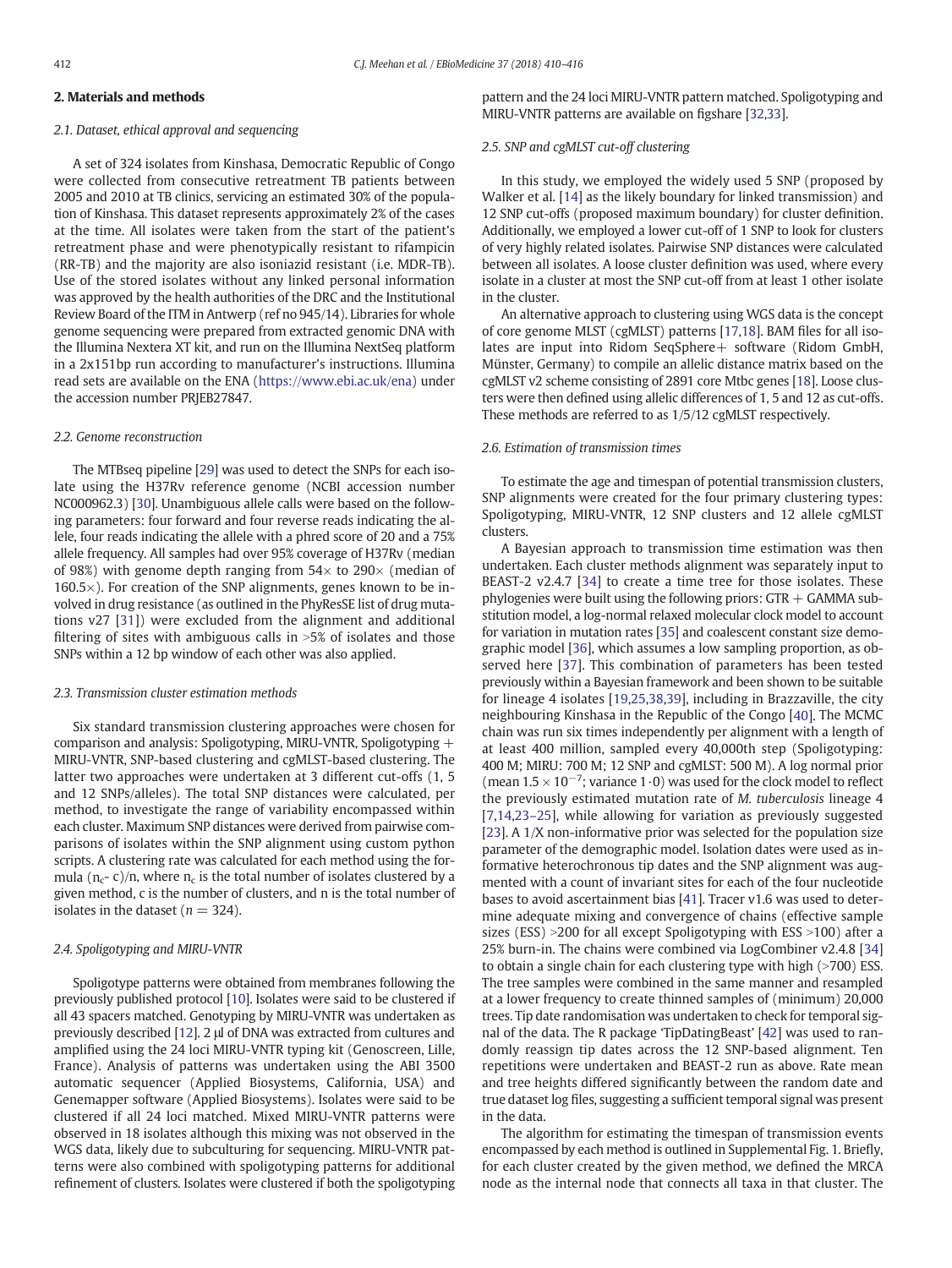## 2. Materials and methods

### 2.1. Dataset, ethical approval and sequencing

A set of 324 isolates from Kinshasa, Democratic Republic of Congo were collected from consecutive retreatment TB patients between 2005 and 2010 at TB clinics, servicing an estimated 30% of the population of Kinshasa. This dataset represents approximately 2% of the cases at the time. All isolates were taken from the start of the patient's retreatment phase and were phenotypically resistant to rifampicin (RR-TB) and the majority are also isoniazid resistant (i.e. MDR-TB). Use of the stored isolates without any linked personal information was approved by the health authorities of the DRC and the Institutional Review Board of the ITM in Antwerp (ref no 945/14). Libraries for whole genome sequencing were prepared from extracted genomic DNA with the Illumina Nextera XT kit, and run on the Illumina NextSeq platform in a 2x151bp run according to manufacturer's instructions. Illumina read sets are available on the ENA (https://www.ebi.ac.uk/ena) under the accession number PRJEB27847.

### 2.2. Genome reconstruction

The MTBseq pipeline [29] was used to detect the SNPs for each isolate using the H37Rv reference genome (NCBI accession number NC000962.3) [30]. Unambiguous allele calls were based on the following parameters: four forward and four reverse reads indicating the allele, four reads indicating the allele with a phred score of 20 and a 75% allele frequency. All samples had over 95% coverage of H37Rv (median of 98%) with genome depth ranging from 54× to 290× (median of 160.5×). For creation of the SNP alignments, genes known to be involved in drug resistance (as outlined in the PhyResSE list of drug mutations v27 [31]) were excluded from the alignment and additional filtering of sites with ambiguous calls in >5% of isolates and those SNPs within a 12 bp window of each other was also applied.

### 2.3. Transmission cluster estimation methods

Six standard transmission clustering approaches were chosen for comparison and analysis: Spoligotyping, MIRU-VNTR, Spoligotyping + MIRU-VNTR, SNP-based clustering and cgMLST-based clustering. The latter two approaches were undertaken at 3 different cut-offs (1, 5 and 12 SNPs/alleles). The total SNP distances were calculated, per method, to investigate the range of variability encompassed within each cluster. Maximum SNP distances were derived from pairwise comparisons of isolates within the SNP alignment using custom python scripts. A clustering rate was calculated for each method using the formula $(n_c - c)/n$, where $n_c$ is the total number of isolates clustered by a given method, c is the number of clusters, and n is the total number of isolates in the dataset ($n = 324$).

### 2.4. Spoligotyping and MIRU-VNTR

Spoligotype patterns were obtained from membranes following the previously published protocol [10]. Isolates were said to be clustered if all 43 spacers matched. Genotyping by MIRU-VNTR was undertaken as previously described [12]. 2 μl of DNA was extracted from cultures and amplified using the 24 loci MIRU-VNTR typing kit (Genoscreen, Lille, France). Analysis of patterns was undertaken using the ABI 3500 automatic sequencer (Applied Biosystems, California, USA) and Genemapper software (Applied Biosystems). Isolates were said to be clustered if all 24 loci matched. Mixed MIRU-VNTR patterns were observed in 18 isolates although this mixing was not observed in the WGS data, likely due to subculturing for sequencing. MIRU-VNTR patterns were also combined with spoligotyping patterns for additional refinement of clusters. Isolates were clustered if both the spoligotyping pattern and the 24 loci MIRU-VNTR pattern matched. Spoligotyping and MIRU-VNTR patterns are available on figshare [32,33].

### 2.5. SNP and cgMLST cut-off clustering

In this study, we employed the widely used 5 SNP (proposed by Walker et al. [14] as the likely boundary for linked transmission) and 12 SNP cut-offs (proposed maximum boundary) for cluster definition. Additionally, we employed a lower cut-off of 1 SNP to look for clusters of very highly related isolates. Pairwise SNP distances were calculated between all isolates. A loose cluster definition was used, where every isolate in a cluster at most the SNP cut-off from at least 1 other isolate in the cluster.

An alternative approach to clustering using WGS data is the concept of core genome MLST (cgMLST) patterns [17,18]. BAM files for all isolates are input into Ridom SeqSphere+ software (Ridom GmbH, Münster, Germany) to compile an allelic distance matrix based on the cgMLST v2 scheme consisting of 2891 core Mtbc genes [18]. Loose clusters were then defined using allelic differences of 1, 5 and 12 as cut-offs. These methods are referred to as 1/5/12 cgMLST respectively.

### 2.6. Estimation of transmission times

To estimate the age and timespan of potential transmission clusters, SNP alignments were created for the four primary clustering types: Spoligotyping, MIRU-VNTR, 12 SNP clusters and 12 allele cgMLST clusters.

A Bayesian approach to transmission time estimation was then undertaken. Each cluster methods alignment was separately input to BEAST-2 v2.4.7 [34] to create a time tree for those isolates. These phylogenies were built using the following priors: GTR + GAMMA substitution model, a log-normal relaxed molecular clock model to account for variation in mutation rates [35] and coalescent constant size demographic model [36], which assumes a low sampling proportion, as observed here [37]. This combination of parameters has been tested previously within a Bayesian framework and been shown to be suitable for lineage 4 isolates [19,25,38,39], including in Brazzaville, the city neighbouring Kinshasa in the Republic of the Congo [40]. The MCMC chain was run six times independently per alignment with a length of at least 400 million, sampled every 40,000th step (Spoligotyping: 400 M; MIRU: 700 M; 12 SNP and cgMLST: 500 M). A log normal prior (mean $1.5 \times 10^{-7}$; variance 1·0) was used for the clock model to reflect the previously estimated mutation rate of *M. tuberculosis* lineage 4 [7,14,23–25], while allowing for variation as previously suggested [23]. A 1/X non-informative prior was selected for the population size parameter of the demographic model. Isolation dates were used as informative heterochronous tip dates and the SNP alignment was augmented with a count of invariant sites for each of the four nucleotide bases to avoid ascertainment bias [41]. Tracer v1.6 was used to determine adequate mixing and convergence of chains (effective sample sizes (ESS) >200 for all except Spoligotyping with ESS >100) after a 25% burn-in. The chains were combined via LogCombiner v2.4.8 [34] to obtain a single chain for each clustering type with high (>700) ESS. The tree samples were combined in the same manner and resampled at a lower frequency to create thinned samples of (minimum) 20,000 trees. Tip date randomisation was undertaken to check for temporal signal of the data. The R package 'TipDatingBeast' [42] was used to randomly reassign tip dates across the 12 SNP-based alignment. Ten repetitions were undertaken and BEAST-2 run as above. Rate mean and tree heights differed significantly between the random date and true dataset log files, suggesting a sufficient temporal signal was present in the data.

The algorithm for estimating the timespan of transmission events encompassed by each method is outlined in Supplemental Fig. 1. Briefly, for each cluster created by the given method, we defined the MRCA node as the internal node that connects all taxa in that cluster. The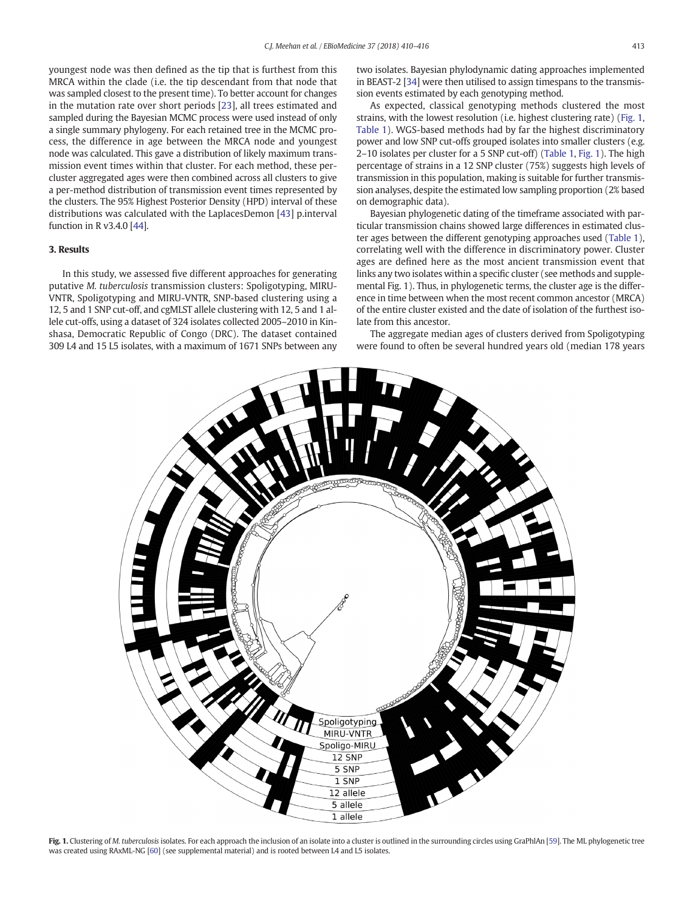youngest node was then defined as the tip that is furthest from this MRCA within the clade (i.e. the tip descendant from that node that was sampled closest to the present time). To better account for changes in the mutation rate over short periods [23], all trees estimated and sampled during the Bayesian MCMC process were used instead of only a single summary phylogeny. For each retained tree in the MCMC process, the difference in age between the MRCA node and youngest node was calculated. This gave a distribution of likely maximum transmission event times within that cluster. For each method, these per-cluster aggregated ages were then combined across all clusters to give a per-method distribution of transmission event times represented by the clusters. The 95% Highest Posterior Density (HPD) interval of these distributions was calculated with the LaplacesDemon [43] p.interval function in R v3.4.0 [44].

## 3. Results

In this study, we assessed five different approaches for generating putative *M. tuberculosis* transmission clusters: Spoligotyping, MIRU-VNTR, Spoligotyping and MIRU-VNTR, SNP-based clustering using a 12, 5 and 1 SNP cut-off, and cgMLST allele clustering with 12, 5 and 1 allele cut-offs, using a dataset of 324 isolates collected 2005–2010 in Kinshasa, Democratic Republic of Congo (DRC). The dataset contained 309 L4 and 15 L5 isolates, with a maximum of 1671 SNPs between any two isolates. Bayesian phylodynamic dating approaches implemented in BEAST-2 [34] were then utilised to assign timespans to the transmission events estimated by each genotyping method.

As expected, classical genotyping methods clustered the most strains, with the lowest resolution (i.e. highest clustering rate) (Fig. 1, Table 1). WGS-based methods had by far the highest discriminatory power and low SNP cut-offs grouped isolates into smaller clusters (e.g. 2–10 isolates per cluster for a 5 SNP cut-off) (Table 1, Fig. 1). The high percentage of strains in a 12 SNP cluster (75%) suggests high levels of transmission in this population, making is suitable for further transmission analyses, despite the estimated low sampling proportion (2% based on demographic data).

Bayesian phylogenetic dating of the timeframe associated with particular transmission chains showed large differences in estimated cluster ages between the different genotyping approaches used (Table 1), correlating well with the difference in discriminatory power. Cluster ages are defined here as the most ancient transmission event that links any two isolates within a specific cluster (see methods and supplemental Fig. 1). Thus, in phylogenetic terms, the cluster age is the difference in time between when the most recent common ancestor (MRCA) of the entire cluster existed and the date of isolation of the furthest isolate from this ancestor.

The aggregate median ages of clusters derived from Spoligotyping were found to often be several hundred years old (median 178 years

**Fig. 1.** Clustering of *M. tuberculosis* isolates. For each approach the inclusion of an isolate into a cluster is outlined in the surrounding circles using GraPhlAn [59]. The ML phylogenetic tree was created using RAxML-NG [60] (see supplemental material) and is rooted between L4 and L5 isolates.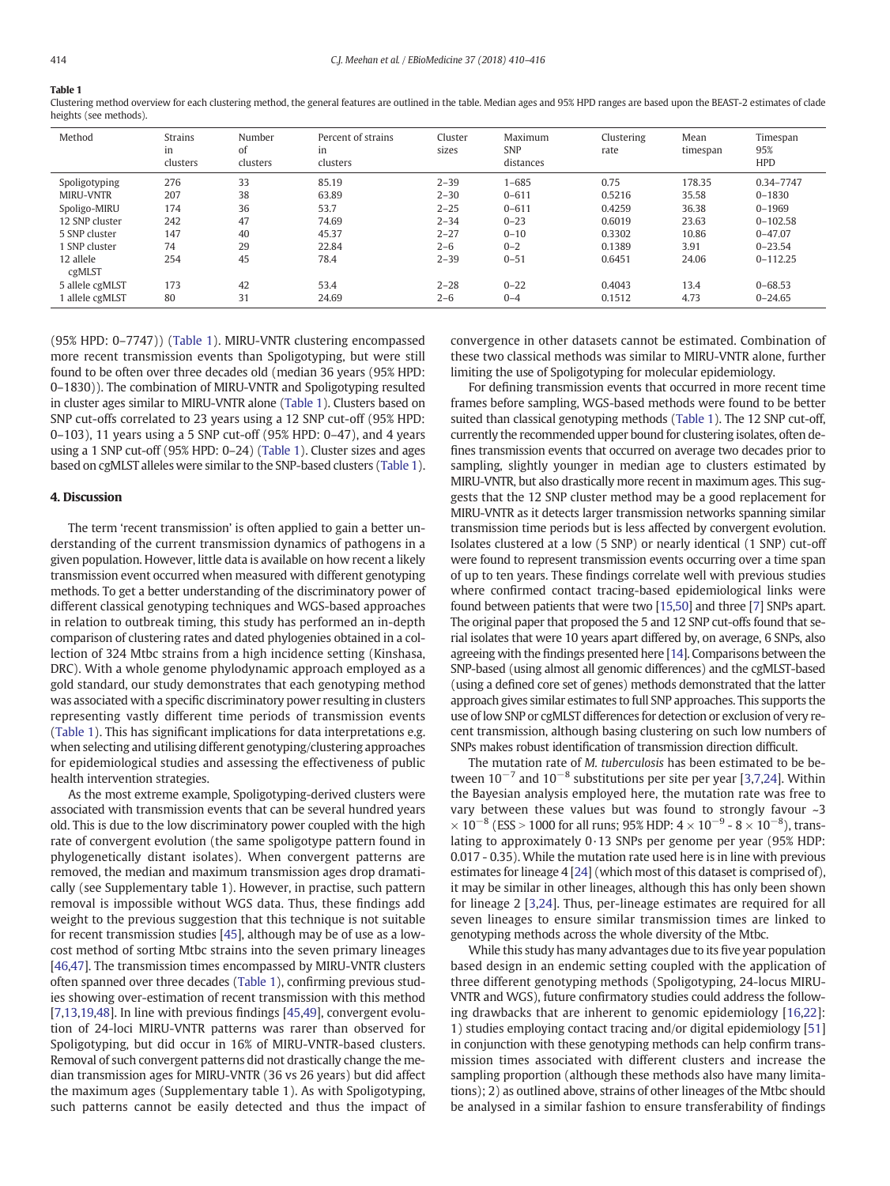**Table 1**

Clustering method overview for each clustering method, the general features are outlined in the table. Median ages and 95% HPD ranges are based upon the BEAST-2 estimates of clade heights (see methods).

| Method | Strains in clusters | Number of clusters | Percent of strains in clusters | Cluster sizes | Maximum SNP distances | Clustering rate | Mean timespan | Timespan 95% HPD |
|---|---|---|---|---|---|---|---|---|
| Spoligotyping | 276 | 33 | 85.19 | 2–39 | 1–685 | 0.75 | 178.35 | 0.34–7747 |
| MIRU-VNTR | 207 | 38 | 63.89 | 2–30 | 0–611 | 0.5216 | 35.58 | 0–1830 |
| Spoligo-MIRU | 174 | 36 | 53.7 | 2–25 | 0–611 | 0.4259 | 36.38 | 0–1969 |
| 12 SNP cluster | 242 | 47 | 74.69 | 2–34 | 0–23 | 0.6019 | 23.63 | 0–102.58 |
| 5 SNP cluster | 147 | 40 | 45.37 | 2–27 | 0–10 | 0.3302 | 10.86 | 0–47.07 |
| 1 SNP cluster | 74 | 29 | 22.84 | 2–6 | 0–2 | 0.1389 | 3.91 | 0–23.54 |
| 12 allele cgMLST | 254 | 45 | 78.4 | 2–39 | 0–51 | 0.6451 | 24.06 | 0–112.25 |
| 5 allele cgMLST | 173 | 42 | 53.4 | 2–28 | 0–22 | 0.4043 | 13.4 | 0–68.53 |
| 1 allele cgMLST | 80 | 31 | 24.69 | 2–6 | 0–4 | 0.1512 | 4.73 | 0–24.65 |

(95% HPD: 0–7747)) (Table 1). MIRU-VNTR clustering encompassed more recent transmission events than Spoligotyping, but were still found to be often over three decades old (median 36 years (95% HPD: 0–1830)). The combination of MIRU-VNTR and Spoligotyping resulted in cluster ages similar to MIRU-VNTR alone (Table 1). Clusters based on SNP cut-offs correlated to 23 years using a 12 SNP cut-off (95% HPD: 0–103), 11 years using a 5 SNP cut-off (95% HPD: 0–47), and 4 years using a 1 SNP cut-off (95% HPD: 0–24) (Table 1). Cluster sizes and ages based on cgMLST alleles were similar to the SNP-based clusters (Table 1).

## 4. Discussion

The term 'recent transmission' is often applied to gain a better understanding of the current transmission dynamics of pathogens in a given population. However, little data is available on how recent a likely transmission event occurred when measured with different genotyping methods. To get a better understanding of the discriminatory power of different classical genotyping techniques and WGS-based approaches in relation to outbreak timing, this study has performed an in-depth comparison of clustering rates and dated phylogenies obtained in a collection of 324 Mtbc strains from a high incidence setting (Kinshasa, DRC). With a whole genome phylodynamic approach employed as a gold standard, our study demonstrates that each genotyping method was associated with a specific discriminatory power resulting in clusters representing vastly different time periods of transmission events (Table 1). This has significant implications for data interpretations e.g. when selecting and utilising different genotyping/clustering approaches for epidemiological studies and assessing the effectiveness of public health intervention strategies.

As the most extreme example, Spoligotyping-derived clusters were associated with transmission events that can be several hundred years old. This is due to the low discriminatory power coupled with the high rate of convergent evolution (the same spoligotype pattern found in phylogenetically distant isolates). When convergent patterns are removed, the median and maximum transmission ages drop dramatically (see Supplementary table 1). However, in practise, such pattern removal is impossible without WGS data. Thus, these findings add weight to the previous suggestion that this technique is not suitable for recent transmission studies [45], although may be of use as a low-cost method of sorting Mtbc strains into the seven primary lineages [46,47]. The transmission times encompassed by MIRU-VNTR clusters often spanned over three decades (Table 1), confirming previous studies showing over-estimation of recent transmission with this method [7,13,19,48]. In line with previous findings [45,49], convergent evolution of 24-loci MIRU-VNTR patterns was rarer than observed for Spoligotyping, but did occur in 16% of MIRU-VNTR-based clusters. Removal of such convergent patterns did not drastically change the median transmission ages for MIRU-VNTR (36 vs 26 years) but did affect the maximum ages (Supplementary table 1). As with Spoligotyping, such patterns cannot be easily detected and thus the impact of convergence in other datasets cannot be estimated. Combination of these two classical methods was similar to MIRU-VNTR alone, further limiting the use of Spoligotyping for molecular epidemiology.

For defining transmission events that occurred in more recent time frames before sampling, WGS-based methods were found to be better suited than classical genotyping methods (Table 1). The 12 SNP cut-off, currently the recommended upper bound for clustering isolates, often defines transmission events that occurred on average two decades prior to sampling, slightly younger in median age to clusters estimated by MIRU-VNTR, but also drastically more recent in maximum ages. This suggests that the 12 SNP cluster method may be a good replacement for MIRU-VNTR as it detects larger transmission networks spanning similar transmission time periods but is less affected by convergent evolution. Isolates clustered at a low (5 SNP) or nearly identical (1 SNP) cut-off were found to represent transmission events occurring over a time span of up to ten years. These findings correlate well with previous studies where confirmed contact tracing-based epidemiological links were found between patients that were two [15,50] and three [7] SNPs apart. The original paper that proposed the 5 and 12 SNP cut-offs found that serial isolates that were 10 years apart differed by, on average, 6 SNPs, also agreeing with the findings presented here [14]. Comparisons between the SNP-based (using almost all genomic differences) and the cgMLST-based (using a defined core set of genes) methods demonstrated that the latter approach gives similar estimates to full SNP approaches. This supports the use of low SNP or cgMLST differences for detection or exclusion of very recent transmission, although basing clustering on such low numbers of SNPs makes robust identification of transmission direction difficult.

The mutation rate of *M. tuberculosis* has been estimated to be between $10^{-7}$ and $10^{-8}$ substitutions per site per year [3,7,24]. Within the Bayesian analysis employed here, the mutation rate was free to vary between these values but was found to strongly favour ~3 $\times 10^{-8}$ (ESS > 1000 for all runs; 95% HPD: $4 \times 10^{-9}$ - $8 \times 10^{-8}$), translating to approximately 0·13 SNPs per genome per year (95% HPD: 0.017 - 0.35). While the mutation rate used here is in line with previous estimates for lineage 4 [24] (which most of this dataset is comprised of), it may be similar in other lineages, although this has only been shown for lineage 2 [3,24]. Thus, per-lineage estimates are required for all seven lineages to ensure similar transmission times are linked to genotyping methods across the whole diversity of the Mtbc.

While this study has many advantages due to its five year population based design in an endemic setting coupled with the application of three different genotyping methods (Spoligotyping, 24-locus MIRU-VNTR and WGS), future confirmatory studies could address the following drawbacks that are inherent to genomic epidemiology [16,22]: 1) studies employing contact tracing and/or digital epidemiology [51] in conjunction with these genotyping methods can help confirm transmission times associated with different clusters and increase the sampling proportion (although these methods also have many limitations); 2) as outlined above, strains of other lineages of the Mtbc should be analysed in a similar fashion to ensure transferability of findings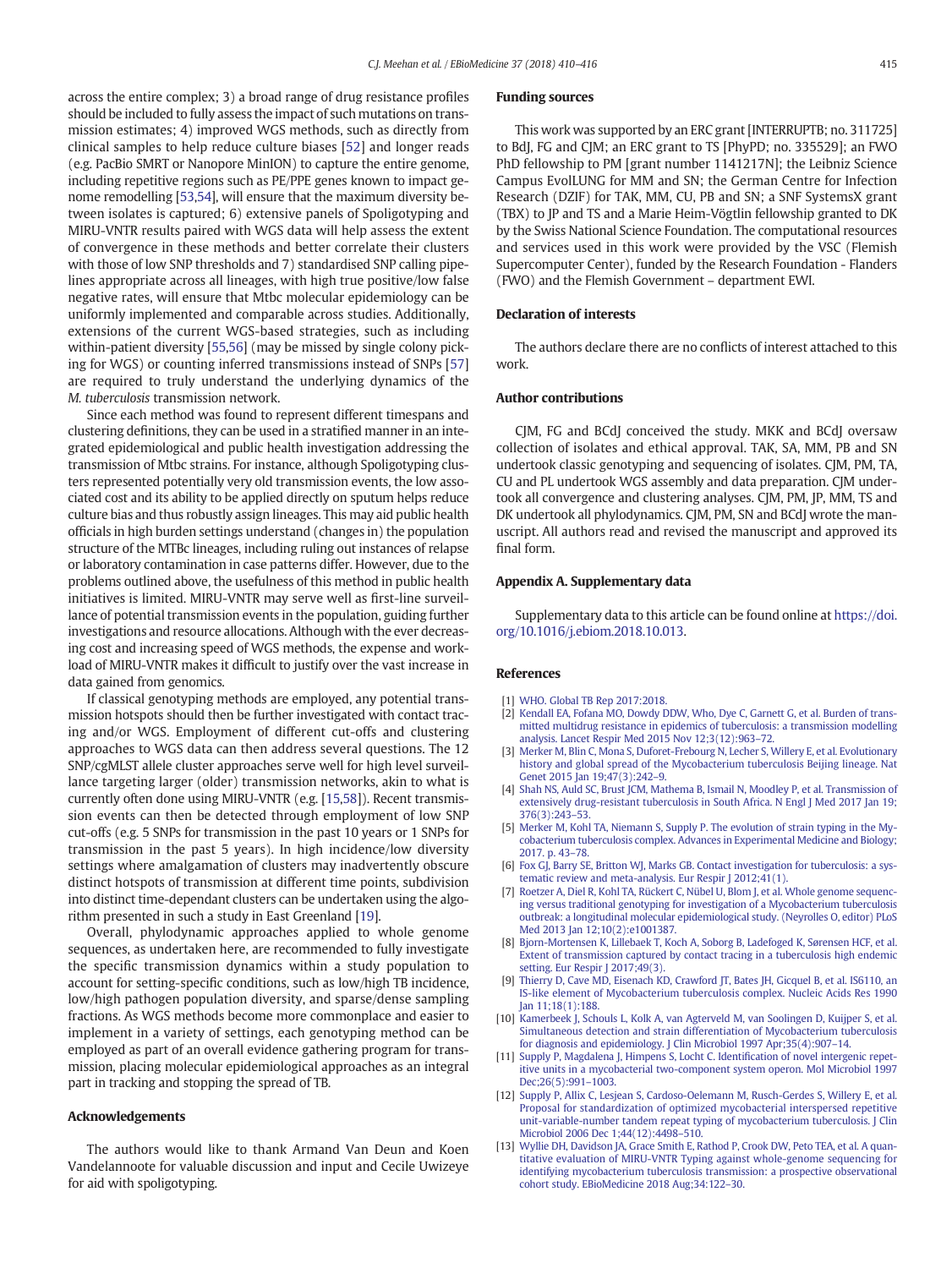across the entire complex; 3) a broad range of drug resistance profiles should be included to fully assess the impact of such mutations on transmission estimates; 4) improved WGS methods, such as directly from clinical samples to help reduce culture biases [52] and longer reads (e.g. PacBio SMRT or Nanopore MinION) to capture the entire genome, including repetitive regions such as PE/PPE genes known to impact genome remodelling [53,54], will ensure that the maximum diversity between isolates is captured; 6) extensive panels of Spoligotyping and MIRU-VNTR results paired with WGS data will help assess the extent of convergence in these methods and better correlate their clusters with those of low SNP thresholds and 7) standardised SNP calling pipelines appropriate across all lineages, with high true positive/low false negative rates, will ensure that Mtbc molecular epidemiology can be uniformly implemented and comparable across studies. Additionally, extensions of the current WGS-based strategies, such as including within-patient diversity [55,56] (may be missed by single colony picking for WGS) or counting inferred transmissions instead of SNPs [57] are required to truly understand the underlying dynamics of the *M. tuberculosis* transmission network.

Since each method was found to represent different timespans and clustering definitions, they can be used in a stratified manner in an integrated epidemiological and public health investigation addressing the transmission of Mtbc strains. For instance, although Spoligotyping clusters represented potentially very old transmission events, the low associated cost and its ability to be applied directly on sputum helps reduce culture bias and thus robustly assign lineages. This may aid public health officials in high burden settings understand (changes in) the population structure of the MTBc lineages, including ruling out instances of relapse or laboratory contamination in case patterns differ. However, due to the problems outlined above, the usefulness of this method in public health initiatives is limited. MIRU-VNTR may serve well as first-line surveillance of potential transmission events in the population, guiding further investigations and resource allocations. Although with the ever decreasing cost and increasing speed of WGS methods, the expense and workload of MIRU-VNTR makes it difficult to justify over the vast increase in data gained from genomics.

If classical genotyping methods are employed, any potential transmission hotspots should then be further investigated with contact tracing and/or WGS. Employment of different cut-offs and clustering approaches to WGS data can then address several questions. The 12 SNP/cgMLST allele cluster approaches serve well for high level surveillance targeting larger (older) transmission networks, akin to what is currently often done using MIRU-VNTR (e.g. [15,58]). Recent transmission events can then be detected through employment of low SNP cut-offs (e.g. 5 SNPs for transmission in the past 10 years or 1 SNPs for transmission in the past 5 years). In high incidence/low diversity settings where amalgamation of clusters may inadvertently obscure distinct hotspots of transmission at different time points, subdivision into distinct time-dependant clusters can be undertaken using the algorithm presented in such a study in East Greenland [19].

Overall, phylodynamic approaches applied to whole genome sequences, as undertaken here, are recommended to fully investigate the specific transmission dynamics within a study population to account for setting-specific conditions, such as low/high TB incidence, low/high pathogen population diversity, and sparse/dense sampling fractions. As WGS methods become more commonplace and easier to implement in a variety of settings, each genotyping method can be employed as part of an overall evidence gathering program for transmission, placing molecular epidemiological approaches as an integral part in tracking and stopping the spread of TB.

## Acknowledgements

The authors would like to thank Armand Van Deun and Koen Vandelannoote for valuable discussion and input and Cecile Uwizeye for aid with spoligotyping.

## Funding sources

This work was supported by an ERC grant [INTERRUPTB; no. 311725] to BdJ, FG and CJM; an ERC grant to TS [PhyPD; no. 335529]; an FWO PhD fellowship to PM [grant number 1141217N]; the Leibniz Science Campus EvolLUNG for MM and SN; the German Centre for Infection Research (DZIF) for TAK, MM, CU, PB and SN; a SNF SystemsX grant (TBX) to JP and TS and a Marie Heim-Vögtlin fellowship granted to DK by the Swiss National Science Foundation. The computational resources and services used in this work were provided by the VSC (Flemish Supercomputer Center), funded by the Research Foundation - Flanders (FWO) and the Flemish Government – department EWI.

## Declaration of interests

The authors declare there are no conflicts of interest attached to this work.

## Author contributions

CJM, FG and BCdJ conceived the study. MKK and BCdJ oversaw collection of isolates and ethical approval. TAK, SA, MM, PB and SN undertook classic genotyping and sequencing of isolates. CJM, PM, TA, CU and PL undertook WGS assembly and data preparation. CJM undertook all convergence and clustering analyses. CJM, PM, JP, MM, TS and DK undertook all phylodynamics. CJM, PM, SN and BCdJ wrote the manuscript. All authors read and revised the manuscript and approved its final form.

## Appendix A. Supplementary data

Supplementary data to this article can be found online at https://doi.org/10.1016/j.ebiom.2018.10.013.

## References

[1] WHO. Global TB Rep 2017:2018.

[2] Kendall EA, Fofana MO, Dowdy DWW, Who, Dye C, Garnett G, et al. Burden of transmitted multidrug resistance in epidemics of tuberculosis: a transmission modelling analysis. Lancet Respir Med 2015 Nov 12;3(12):963–72.

[3] Merker M, Blin C, Mona S, Duforet-Frebourg N, Lecher S, Willery E, et al. Evolutionary history and global spread of the Mycobacterium tuberculosis Beijing lineage. Nat Genet 2015 Jan 19;47(3):242–9.

[4] Shah NS, Auld SC, Brust JCM, Mathema B, Ismail N, Moodley P, et al. Transmission of extensively drug-resistant tuberculosis in South Africa. N Engl J Med 2017 Jan 19; 376(3):243–53.

[5] Merker M, Kohl TA, Niemann S, Supply P. The evolution of strain typing in the Mycobacterium tuberculosis complex. Advances in Experimental Medicine and Biology; 2017. p. 43–78.

[6] Fox GJ, Barry SE, Britton WJ, Marks GB. Contact investigation for tuberculosis: a systematic review and meta-analysis. Eur Respir J 2012;41(1).

[7] Roetzer A, Diel R, Kohl TA, Rückert C, Nübel U, Blom J, et al. Whole genome sequencing versus traditional genotyping for investigation of a Mycobacterium tuberculosis outbreak: a longitudinal molecular epidemiological study. (Neyrolles O, editor) PLoS Med 2013 Jan 12;10(2):e1001387.

[8] Bjorn-Mortensen K, Lillebaek T, Koch A, Soborg B, Ladefoged K, Sørensen HCF, et al. Extent of transmission captured by contact tracing in a tuberculosis high endemic setting. Eur Respir J 2017;49(3).

[9] Thierry D, Cave MD, Eisenach KD, Crawford JT, Bates JH, Gicquel B, et al. IS6110, an IS-like element of Mycobacterium tuberculosis complex. Nucleic Acids Res 1990 Jan 11;18(1):188.

[10] Kamerbeek J, Schouls L, Kolk A, van Agterveld M, van Soolingen D, Kuijper S, et al. Simultaneous detection and strain differentiation of Mycobacterium tuberculosis for diagnosis and epidemiology. J Clin Microbiol 1997 Apr;35(4):907–14.

[11] Supply P, Magdalena J, Himpens S, Locht C. Identification of novel intergenic repetitive units in a mycobacterial two-component system operon. Mol Microbiol 1997 Dec;26(5):991–1003.

[12] Supply P, Allix C, Lesjean S, Cardoso-Oelemann M, Rusch-Gerdes S, Willery E, et al. Proposal for standardization of optimized mycobacterial interspersed repetitive unit-variable-number tandem repeat typing of mycobacterium tuberculosis. J Clin Microbiol 2006 Dec 1;44(12):4498–510.

[13] Wyllie DH, Davidson JA, Grace Smith E, Rathod P, Crook DW, Peto TEA, et al. A quantitative evaluation of MIRU-VNTR Typing against whole-genome sequencing for identifying mycobacterium tuberculosis transmission: a prospective observational cohort study. EBioMedicine 2018 Aug;34:122–30.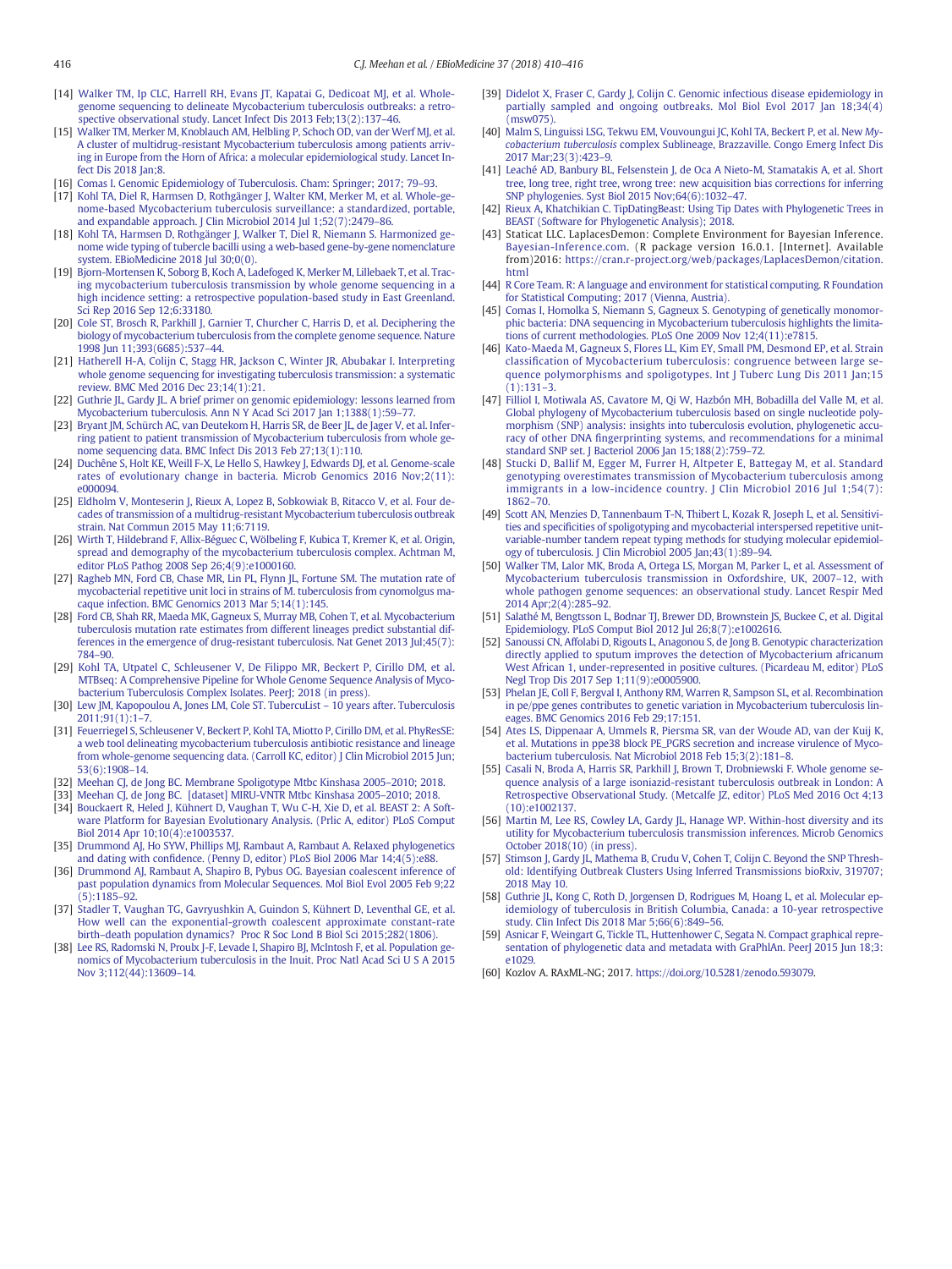[14] Walker TM, Ip CLC, Harrell RH, Evans JT, Kapatai G, Dedicoat MJ, et al. Whole-genome sequencing to delineate Mycobacterium tuberculosis outbreaks: a retrospective observational study. Lancet Infect Dis 2013 Feb;13(2):137–46.

[15] Walker TM, Merker M, Knoblauch AM, Helbling P, Schoch OD, van der Werf MJ, et al. A cluster of multidrug-resistant Mycobacterium tuberculosis among patients arriving in Europe from the Horn of Africa: a molecular epidemiological study. Lancet Infect Dis 2018 Jan;8.

[16] Comas I. Genomic Epidemiology of Tuberculosis. Cham: Springer; 2017; 79–93.

[17] Kohl TA, Diel R, Harmsen D, Rothgänger J, Walter KM, Merker M, et al. Whole-genome-based Mycobacterium tuberculosis surveillance: a standardized, portable, and expandable approach. J Clin Microbiol 2014 Jul 1;52(7):2479–86.

[18] Kohl TA, Harmsen D, Rothgänger J, Walker T, Diel R, Niemann S. Harmonized genome wide typing of tubercle bacilli using a web-based gene-by-gene nomenclature system. EBioMedicine 2018 Jul 30;0(0).

[19] Bjorn-Mortensen K, Soborg B, Koch A, Ladefoged K, Merker M, Lillebaek T, et al. Tracing mycobacterium tuberculosis transmission by whole genome sequencing in a high incidence setting: a retrospective population-based study in East Greenland. Sci Rep 2016 Sep 12;6:33180.

[20] Cole ST, Brosch R, Parkhill J, Garnier T, Churcher C, Harris D, et al. Deciphering the biology of mycobacterium tuberculosis from the complete genome sequence. Nature 1998 Jun 11;393(6685):537–44.

[21] Hatherell H-A, Colijn C, Stagg HR, Jackson C, Winter JR, Abubakar I. Interpreting whole genome sequencing for investigating tuberculosis transmission: a systematic review. BMC Med 2016 Dec 23;14(1):21.

[22] Guthrie JL, Gardy JL. A brief primer on genomic epidemiology: lessons learned from Mycobacterium tuberculosis. Ann N Y Acad Sci 2017 Jan 1;1388(1):59–77.

[23] Bryant JM, Schürch AC, van Deutekom H, Harris SR, de Beer JL, de Jager V, et al. Inferring patient to patient transmission of Mycobacterium tuberculosis from whole genome sequencing data. BMC Infect Dis 2013 Feb 27;13(1):110.

[24] Duchêne S, Holt KE, Weill F-X, Le Hello S, Hawkey J, Edwards DJ, et al. Genome-scale rates of evolutionary change in bacteria. Microb Genomics 2016 Nov;2(11):e000094.

[25] Eldholm V, Monteserin J, Rieux A, Lopez B, Sobkowiak B, Ritacco V, et al. Four decades of transmission of a multidrug-resistant Mycobacterium tuberculosis outbreak strain. Nat Commun 2015 May 11;6:7119.

[26] Wirth T, Hildebrand F, Allix-Béguec C, Wölbeling F, Kubica T, Kremer K, et al. Origin, spread and demography of the mycobacterium tuberculosis complex. Achtman M, editor PLoS Pathog 2008 Sep 26;4(9):e1000160.

[27] Ragheb MN, Ford CB, Chase MR, Lin PL, Flynn JL, Fortune SM. The mutation rate of mycobacterial repetitive unit loci in strains of M. tuberculosis from cynomolgus macaque infection. BMC Genomics 2013 Mar 5;14(1):145.

[28] Ford CB, Shah RR, Maeda MK, Gagneux S, Murray MB, Cohen T, et al. Mycobacterium tuberculosis mutation rate estimates from different lineages predict substantial differences in the emergence of drug-resistant tuberculosis. Nat Genet 2013 Jul;45(7):784–90.

[29] Kohl TA, Utpatel C, Schleusener V, De Filippo MR, Beckert P, Cirillo DM, et al. MTBseq: A Comprehensive Pipeline for Whole Genome Sequence Analysis of Mycobacterium Tuberculosis Complex Isolates. PeerJ; 2018 (in press).

[30] Lew JM, Kapopoulou A, Jones LM, Cole ST. TubercuList – 10 years after. Tuberculosis 2011;91(1):1–7.

[31] Feuerriegel S, Schleusener V, Beckert P, Kohl TA, Miotto P, Cirillo DM, et al. PhyResSE: a web tool delineating mycobacterium tuberculosis antibiotic resistance and lineage from whole-genome sequencing data. (Carroll KC, editor) J Clin Microbiol 2015 Jun;53(6):1908–14.

[32] Meehan CJ, de Jong BC. Membrane Spoligotype Mtbc Kinshasa 2005–2010; 2018.

[33] Meehan CJ, de Jong BC. [dataset] MIRU-VNTR Mtbc Kinshasa 2005–2010; 2018.

[34] Bouckaert R, Heled J, Kühnert D, Vaughan T, Wu C-H, Xie D, et al. BEAST 2: A Software Platform for Bayesian Evolutionary Analysis. (Prlic A, editor) PLoS Comput Biol 2014 Apr 10;10(4):e1003537.

[35] Drummond AJ, Ho SYW, Phillips MJ, Rambaut A, Rambaut A. Relaxed phylogenetics and dating with confidence. (Penny D, editor) PLoS Biol 2006 Mar 14;4(5):e88.

[36] Drummond AJ, Rambaut A, Shapiro B, Pybus OG. Bayesian coalescent inference of past population dynamics from Molecular Sequences. Mol Biol Evol 2005 Feb 9;22(5):1185–92.

[37] Stadler T, Vaughan TG, Gavryushkin A, Guindon S, Kühnert D, Leventhal GE, et al. How well can the exponential-growth coalescent approximate constant-rate birth–death population dynamics? Proc R Soc Lond B Biol Sci 2015;282(1806).

[38] Lee RS, Radomski N, Proulx J-F, Levade I, Shapiro BJ, McIntosh F, et al. Population genomics of Mycobacterium tuberculosis in the Inuit. Proc Natl Acad Sci U S A 2015 Nov 3;112(44):13609–14.

[39] Didelot X, Fraser C, Gardy J, Colijn C. Genomic infectious disease epidemiology in partially sampled and ongoing outbreaks. Mol Biol Evol 2017 Jan 18;34(4)(msw075).

[40] Malm S, Linguissi LSG, Tekwu EM, Vouvoungui JC, Kohl TA, Beckert P, et al. New *Mycobacterium tuberculosis* complex Sublineage, Brazzaville. Congo Emerg Infect Dis 2017 Mar;23(3):423–9.

[41] Leaché AD, Banbury BL, Felsenstein J, de Oca A Nieto-M, Stamatakis A, et al. Short tree, long tree, right tree, wrong tree: new acquisition bias corrections for inferring SNP phylogenies. Syst Biol 2015 Nov;64(6):1032–47.

[42] Rieux A, Khatchikian C. TipDatingBeast: Using Tip Dates with Phylogenetic Trees in BEAST (Software for Phylogenetic Analysis); 2018.

[43] Staticat LLC. LaplacesDemon: Complete Environment for Bayesian Inference. Bayesian-Inference.com. (R package version 16.0.1. [Internet]. Available from)2016: https://cran.r-project.org/web/packages/LaplacesDemon/citation.html

[44] R Core Team. R: A language and environment for statistical computing. R Foundation for Statistical Computing; 2017 (Vienna, Austria).

[45] Comas I, Homolka S, Niemann S, Gagneux S. Genotyping of genetically monomorphic bacteria: DNA sequencing in Mycobacterium tuberculosis highlights the limitations of current methodologies. PLoS One 2009 Nov 12;4(11):e7815.

[46] Kato-Maeda M, Gagneux S, Flores LL, Kim EY, Small PM, Desmond EP, et al. Strain classification of Mycobacterium tuberculosis: congruence between large sequence polymorphisms and spoligotypes. Int J Tuberc Lung Dis 2011 Jan;15(1):131–3.

[47] Filliol I, Motiwala AS, Cavatore M, Qi W, Hazbón MH, Bobadilla del Valle M, et al. Global phylogeny of Mycobacterium tuberculosis based on single nucleotide polymorphism (SNP) analysis: insights into tuberculosis evolution, phylogenetic accuracy of other DNA fingerprinting systems, and recommendations for a minimal standard SNP set. J Bacteriol 2006 Jan 15;188(2):759–72.

[48] Stucki D, Ballif M, Egger M, Furrer H, Altpeter E, Battegay M, et al. Standard genotyping overestimates transmission of Mycobacterium tuberculosis among immigrants in a low-incidence country. J Clin Microbiol 2016 Jul 1;54(7):1862–70.

[49] Scott AN, Menzies D, Tannenbaum T-N, Thibert L, Kozak R, Joseph L, et al. Sensitivities and specificities of spoligotyping and mycobacterial interspersed repetitive unit-variable-number tandem repeat typing methods for studying molecular epidemiology of tuberculosis. J Clin Microbiol 2005 Jan;43(1):89–94.

[50] Walker TM, Lalor MK, Broda A, Ortega LS, Morgan M, Parker L, et al. Assessment of Mycobacterium tuberculosis transmission in Oxfordshire, UK, 2007–12, with whole pathogen genome sequences: an observational study. Lancet Respir Med 2014 Apr;2(4):285–92.

[51] Salathé M, Bengtsson L, Bodnar TJ, Brewer DD, Brownstein JS, Buckee C, et al. Digital Epidemiology. PLoS Comput Biol 2012 Jul 26;8(7):e1002616.

[52] Sanoussi CN, Affolabi D, Rigouts L, Anagonou S, de Jong B. Genotypic characterization directly applied to sputum improves the detection of Mycobacterium africanum West African 1, under-represented in positive cultures. (Picardeau M, editor) PLoS Negl Trop Dis 2017 Sep 1;11(9):e0005900.

[53] Phelan JE, Coll F, Bergval I, Anthony RM, Warren R, Sampson SL, et al. Recombination in pe/ppe genes contributes to genetic variation in Mycobacterium tuberculosis lineages. BMC Genomics 2016 Feb 29;17:151.

[54] Ates LS, Dippenaar A, Ummels R, Piersma SR, van der Woude AD, van der Kuij K, et al. Mutations in ppe38 block PE_PGRS secretion and increase virulence of Mycobacterium tuberculosis. Nat Microbiol 2018 Feb 15;3(2):181–8.

[55] Casali N, Broda A, Harris SR, Parkhill J, Brown T, Drobniewski F. Whole genome sequence analysis of a large isoniazid-resistant tuberculosis outbreak in London: A Retrospective Observational Study. (Metcalfe JZ, editor) PLoS Med 2016 Oct 4;13(10):e1002137.

[56] Martin M, Lee RS, Cowley LA, Gardy JL, Hanage WP. Within-host diversity and its utility for Mycobacterium tuberculosis transmission inferences. Microb Genomics October 2018(10) (in press).

[57] Stimson J, Gardy JL, Mathema B, Crudu V, Cohen T, Colijn C. Beyond the SNP Threshold: Identifying Outbreak Clusters Using Inferred Transmissions bioRxiv, 319707; 2018 May 10.

[58] Guthrie JL, Kong C, Roth D, Jorgensen D, Rodrigues M, Hoang L, et al. Molecular epidemiology of tuberculosis in British Columbia, Canada: a 10-year retrospective study. Clin Infect Dis 2018 Mar 5;66(6):849–56.

[59] Asnicar F, Weingart G, Tickle TL, Huttenhower C, Segata N. Compact graphical representation of phylogenetic data and metadata with GraPhlAn. PeerJ 2015 Jun 18;3:e1029.

[60] Kozlov A. RAxML-NG; 2017. https://doi.org/10.5281/zenodo.593079.